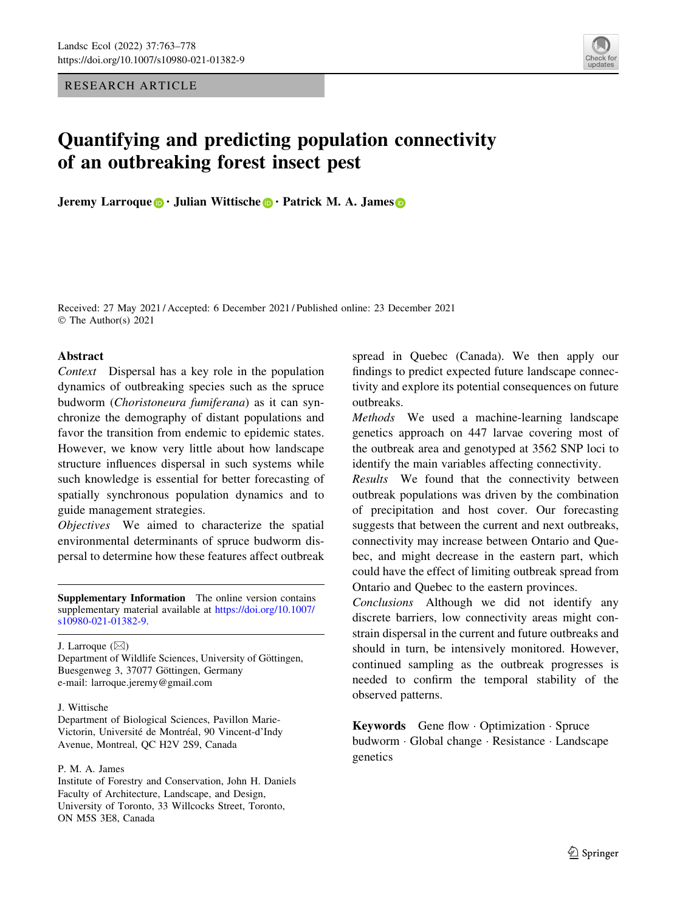RESEARCH ARTICLE

# Quantifying and predicting population connectivity of an outbreaking forest insect pest

**Jeremy Larroque · Julian Wittische · Patrick M. A. James**

Received: 27 May 2021 / Accepted: 6 December 2021 / Published online: 23 December 2021
© The Author(s) 2021

## Abstract

*Context* Dispersal has a key role in the population dynamics of outbreaking species such as the spruce budworm (*Choristoneura fumiferana*) as it can synchronize the demography of distant populations and favor the transition from endemic to epidemic states. However, we know very little about how landscape structure influences dispersal in such systems while such knowledge is essential for better forecasting of spatially synchronous population dynamics and to guide management strategies.

*Objectives* We aimed to characterize the spatial environmental determinants of spruce budworm dispersal to determine how these features affect outbreak spread in Quebec (Canada). We then apply our findings to predict expected future landscape connectivity and explore its potential consequences on future outbreaks.

*Methods* We used a machine-learning landscape genetics approach on 447 larvae covering most of the outbreak area and genotyped at 3562 SNP loci to identify the main variables affecting connectivity.

*Results* We found that the connectivity between outbreak populations was driven by the combination of precipitation and host cover. Our forecasting suggests that between the current and next outbreaks, connectivity may increase between Ontario and Quebec, and might decrease in the eastern part, which could have the effect of limiting outbreak spread from Ontario and Quebec to the eastern provinces.

*Conclusions* Although we did not identify any discrete barriers, low connectivity areas might constrain dispersal in the current and future outbreaks and should in turn, be intensively monitored. However, continued sampling as the outbreak progresses is needed to confirm the temporal stability of the observed patterns.

**Keywords** Gene flow · Optimization · Spruce budworm · Global change · Resistance · Landscape genetics

**Supplementary Information** The online version contains supplementary material available at https://doi.org/10.1007/s10980-021-01382-9.

J. Larroque (✉)
Department of Wildlife Sciences, University of Göttingen, Buesgenweg 3, 37077 Göttingen, Germany
e-mail: larroque.jeremy@gmail.com

J. Wittische
Department of Biological Sciences, Pavillon Marie-Victorin, Université de Montréal, 90 Vincent-d'Indy Avenue, Montreal, QC H2V 2S9, Canada

P. M. A. James
Institute of Forestry and Conservation, John H. Daniels Faculty of Architecture, Landscape, and Design, University of Toronto, 33 Willcocks Street, Toronto, ON M5S 3E8, Canada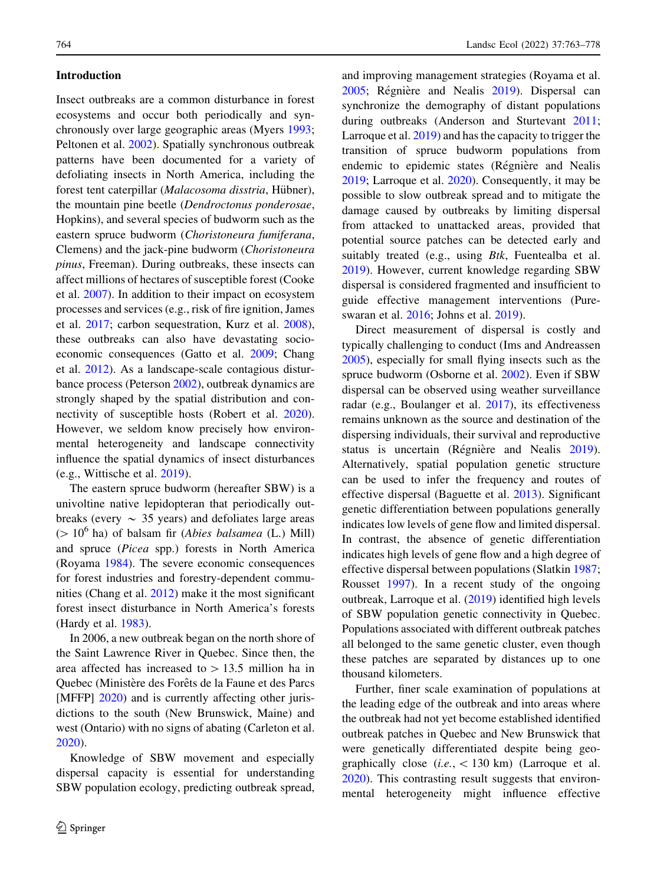## Introduction

Insect outbreaks are a common disturbance in forest ecosystems and occur both periodically and synchronously over large geographic areas (Myers 1993; Peltonen et al. 2002). Spatially synchronous outbreak patterns have been documented for a variety of defoliating insects in North America, including the forest tent caterpillar (*Malacosoma disstria*, Hübner), the mountain pine beetle (*Dendroctonus ponderosae*, Hopkins), and several species of budworm such as the eastern spruce budworm (*Choristoneura fumiferana*, Clemens) and the jack-pine budworm (*Choristoneura pinus*, Freeman). During outbreaks, these insects can affect millions of hectares of susceptible forest (Cooke et al. 2007). In addition to their impact on ecosystem processes and services (e.g., risk of fire ignition, James et al. 2017; carbon sequestration, Kurz et al. 2008), these outbreaks can also have devastating socio-economic consequences (Gatto et al. 2009; Chang et al. 2012). As a landscape-scale contagious disturbance process (Peterson 2002), outbreak dynamics are strongly shaped by the spatial distribution and connectivity of susceptible hosts (Robert et al. 2020). However, we seldom know precisely how environmental heterogeneity and landscape connectivity influence the spatial dynamics of insect disturbances (e.g., Wittische et al. 2019).

The eastern spruce budworm (hereafter SBW) is a univoltine native lepidopteran that periodically outbreaks (every ~ 35 years) and defoliates large areas (> $10^6$ ha) of balsam fir (*Abies balsamea* (L.) Mill) and spruce (*Picea* spp.) forests in North America (Royama 1984). The severe economic consequences for forest industries and forestry-dependent communities (Chang et al. 2012) make it the most significant forest insect disturbance in North America's forests (Hardy et al. 1983).

In 2006, a new outbreak began on the north shore of the Saint Lawrence River in Quebec. Since then, the area affected has increased to > 13.5 million ha in Quebec (Ministère des Forêts de la Faune et des Parcs [MFFP] 2020) and is currently affecting other jurisdictions to the south (New Brunswick, Maine) and west (Ontario) with no signs of abating (Carleton et al. 2020).

Knowledge of SBW movement and especially dispersal capacity is essential for understanding SBW population ecology, predicting outbreak spread, and improving management strategies (Royama et al. 2005; Régnière and Nealis 2019). Dispersal can synchronize the demography of distant populations during outbreaks (Anderson and Sturtevant 2011; Larroque et al. 2019) and has the capacity to trigger the transition of spruce budworm populations from endemic to epidemic states (Régnière and Nealis 2019; Larroque et al. 2020). Consequently, it may be possible to slow outbreak spread and to mitigate the damage caused by outbreaks by limiting dispersal from attacked to unattacked areas, provided that potential source patches can be detected early and suitably treated (e.g., using *Btk*, Fuentealba et al. 2019). However, current knowledge regarding SBW dispersal is considered fragmented and insufficient to guide effective management interventions (Pureswaran et al. 2016; Johns et al. 2019).

Direct measurement of dispersal is costly and typically challenging to conduct (Ims and Andreassen 2005), especially for small flying insects such as the spruce budworm (Osborne et al. 2002). Even if SBW dispersal can be observed using weather surveillance radar (e.g., Boulanger et al. 2017), its effectiveness remains unknown as the source and destination of the dispersing individuals, their survival and reproductive status is uncertain (Régnière and Nealis 2019). Alternatively, spatial population genetic structure can be used to infer the frequency and routes of effective dispersal (Baguette et al. 2013). Significant genetic differentiation between populations generally indicates low levels of gene flow and limited dispersal. In contrast, the absence of genetic differentiation indicates high levels of gene flow and a high degree of effective dispersal between populations (Slatkin 1987; Rousset 1997). In a recent study of the ongoing outbreak, Larroque et al. (2019) identified high levels of SBW population genetic connectivity in Quebec. Populations associated with different outbreak patches all belonged to the same genetic cluster, even though these patches are separated by distances up to one thousand kilometers.

Further, finer scale examination of populations at the leading edge of the outbreak and into areas where the outbreak had not yet become established identified outbreak patches in Quebec and New Brunswick that were genetically differentiated despite being geographically close (*i.e.*, < 130 km) (Larroque et al. 2020). This contrasting result suggests that environmental heterogeneity might influence effective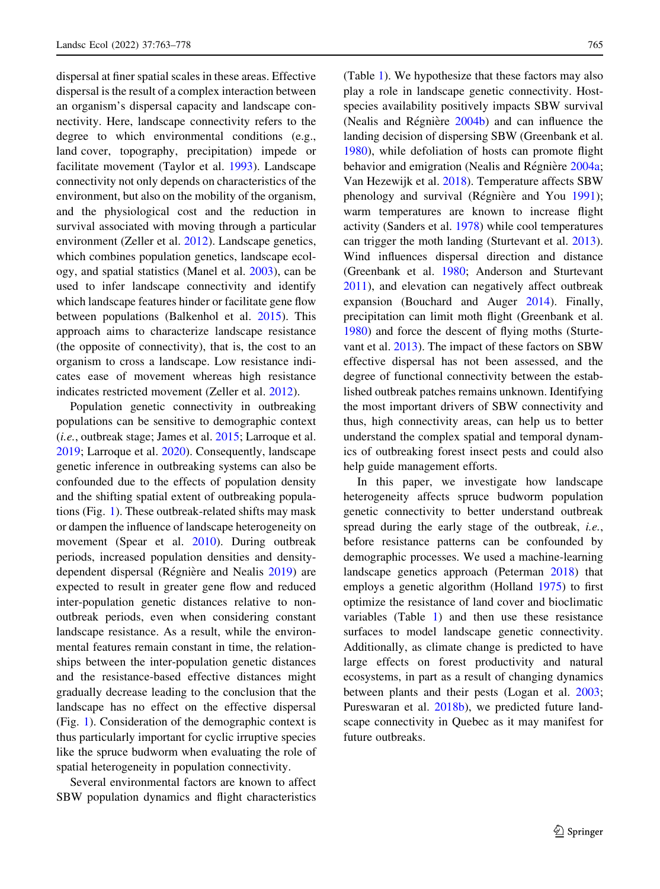dispersal at finer spatial scales in these areas. Effective dispersal is the result of a complex interaction between an organism's dispersal capacity and landscape connectivity. Here, landscape connectivity refers to the degree to which environmental conditions (e.g., land cover, topography, precipitation) impede or facilitate movement (Taylor et al. 1993). Landscape connectivity not only depends on characteristics of the environment, but also on the mobility of the organism, and the physiological cost and the reduction in survival associated with moving through a particular environment (Zeller et al. 2012). Landscape genetics, which combines population genetics, landscape ecology, and spatial statistics (Manel et al. 2003), can be used to infer landscape connectivity and identify which landscape features hinder or facilitate gene flow between populations (Balkenhol et al. 2015). This approach aims to characterize landscape resistance (the opposite of connectivity), that is, the cost to an organism to cross a landscape. Low resistance indicates ease of movement whereas high resistance indicates restricted movement (Zeller et al. 2012).

Population genetic connectivity in outbreaking populations can be sensitive to demographic context (*i.e.*, outbreak stage; James et al. 2015; Larroque et al. 2019; Larroque et al. 2020). Consequently, landscape genetic inference in outbreaking systems can also be confounded due to the effects of population density and the shifting spatial extent of outbreaking populations (Fig. 1). These outbreak-related shifts may mask or dampen the influence of landscape heterogeneity on movement (Spear et al. 2010). During outbreak periods, increased population densities and density-dependent dispersal (Régnière and Nealis 2019) are expected to result in greater gene flow and reduced inter-population genetic distances relative to non-outbreak periods, even when considering constant landscape resistance. As a result, while the environmental features remain constant in time, the relationships between the inter-population genetic distances and the resistance-based effective distances might gradually decrease leading to the conclusion that the landscape has no effect on the effective dispersal (Fig. 1). Consideration of the demographic context is thus particularly important for cyclic irruptive species like the spruce budworm when evaluating the role of spatial heterogeneity in population connectivity.

Several environmental factors are known to affect SBW population dynamics and flight characteristics (Table 1). We hypothesize that these factors may also play a role in landscape genetic connectivity. Host-species availability positively impacts SBW survival (Nealis and Régnière 2004b) and can influence the landing decision of dispersing SBW (Greenbank et al. 1980), while defoliation of hosts can promote flight behavior and emigration (Nealis and Régnière 2004a; Van Hezewijk et al. 2018). Temperature affects SBW phenology and survival (Régnière and You 1991); warm temperatures are known to increase flight activity (Sanders et al. 1978) while cool temperatures can trigger the moth landing (Sturtevant et al. 2013). Wind influences dispersal direction and distance (Greenbank et al. 1980; Anderson and Sturtevant 2011), and elevation can negatively affect outbreak expansion (Bouchard and Auger 2014). Finally, precipitation can limit moth flight (Greenbank et al. 1980) and force the descent of flying moths (Sturtevant et al. 2013). The impact of these factors on SBW effective dispersal has not been assessed, and the degree of functional connectivity between the established outbreak patches remains unknown. Identifying the most important drivers of SBW connectivity and thus, high connectivity areas, can help us to better understand the complex spatial and temporal dynamics of outbreaking forest insect pests and could also help guide management efforts.

In this paper, we investigate how landscape heterogeneity affects spruce budworm population genetic connectivity to better understand outbreak spread during the early stage of the outbreak, *i.e.*, before resistance patterns can be confounded by demographic processes. We used a machine-learning landscape genetics approach (Peterman 2018) that employs a genetic algorithm (Holland 1975) to first optimize the resistance of land cover and bioclimatic variables (Table 1) and then use these resistance surfaces to model landscape genetic connectivity. Additionally, as climate change is predicted to have large effects on forest productivity and natural ecosystems, in part as a result of changing dynamics between plants and their pests (Logan et al. 2003; Pureswaran et al. 2018b), we predicted future landscape connectivity in Quebec as it may manifest for future outbreaks.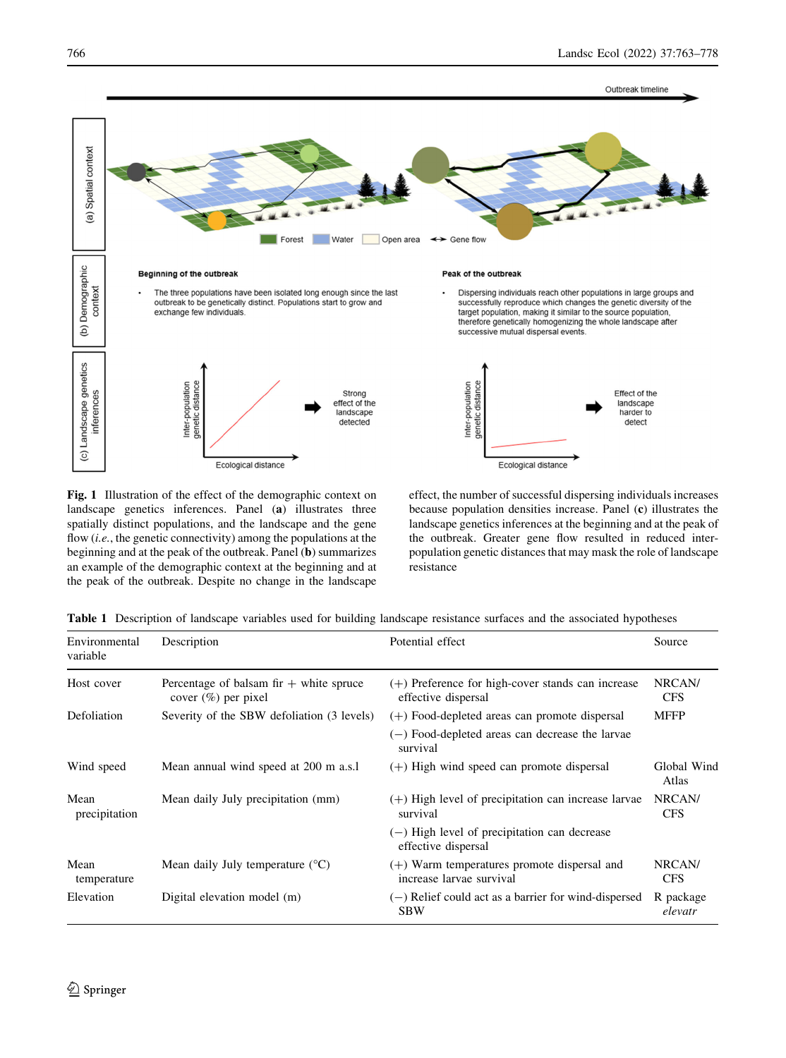**Fig. 1** Illustration of the effect of the demographic context on landscape genetics inferences. Panel (**a**) illustrates three spatially distinct populations, and the landscape and the gene flow (*i.e.*, the genetic connectivity) among the populations at the beginning and at the peak of the outbreak. Panel (**b**) summarizes an example of the demographic context at the beginning and at the peak of the outbreak. Despite no change in the landscape effect, the number of successful dispersing individuals increases because population densities increase. Panel (**c**) illustrates the landscape genetics inferences at the beginning and at the peak of the outbreak. Greater gene flow resulted in reduced inter-population genetic distances that may mask the role of landscape resistance

**Table 1** Description of landscape variables used for building landscape resistance surfaces and the associated hypotheses

| Environmental variable | Description | Potential effect | Source |
|---|---|---|---|
| Host cover | Percentage of balsam fir + white spruce cover (%) per pixel | (+) Preference for high-cover stands can increase effective dispersal | NRCAN/CFS |
| Defoliation | Severity of the SBW defoliation (3 levels) | (+) Food-depleted areas can promote dispersal | MFFP |
| | | (−) Food-depleted areas can decrease the larvae survival | |
| Wind speed | Mean annual wind speed at 200 m a.s.l | (+) High wind speed can promote dispersal | Global Wind Atlas |
| Mean precipitation | Mean daily July precipitation (mm) | (+) High level of precipitation can increase larvae survival | NRCAN/CFS |
| | | (−) High level of precipitation can decrease effective dispersal | |
| Mean temperature | Mean daily July temperature (°C) | (+) Warm temperatures promote dispersal and increase larvae survival | NRCAN/CFS |
| Elevation | Digital elevation model (m) | (−) Relief could act as a barrier for wind-dispersed SBW | R package *elevatr* |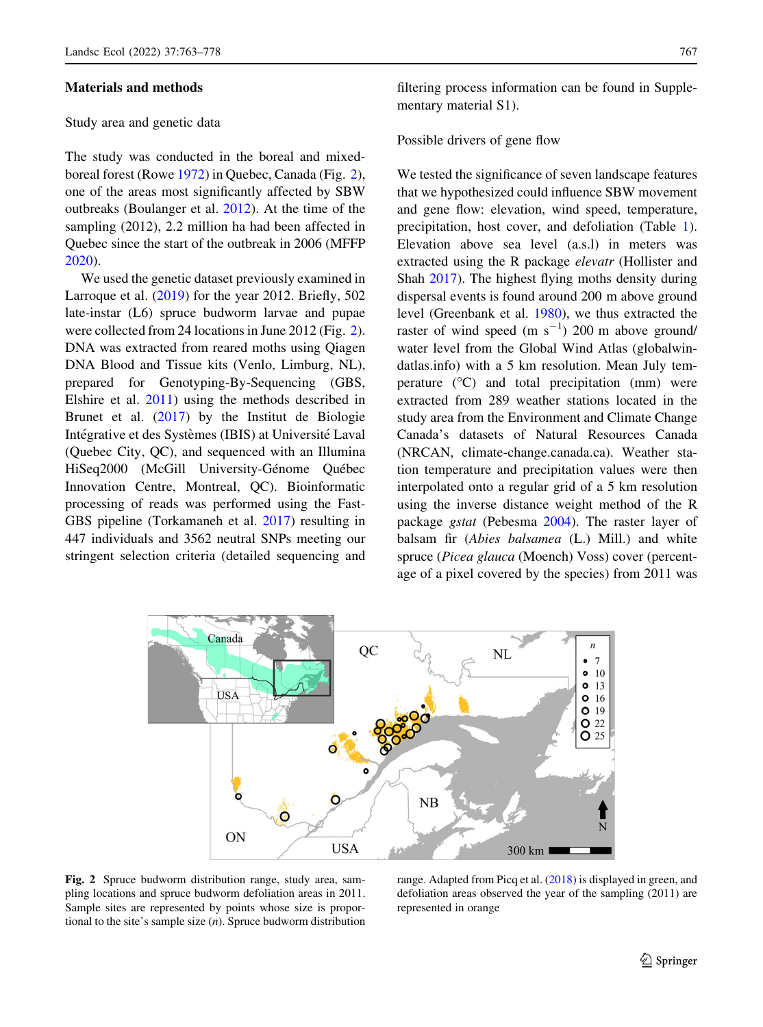## Materials and methods

### Study area and genetic data

The study was conducted in the boreal and mixed-boreal forest (Rowe 1972) in Quebec, Canada (Fig. 2), one of the areas most significantly affected by SBW outbreaks (Boulanger et al. 2012). At the time of the sampling (2012), 2.2 million ha had been affected in Quebec since the start of the outbreak in 2006 (MFFP 2020).

We used the genetic dataset previously examined in Larroque et al. (2019) for the year 2012. Briefly, 502 late-instar (L6) spruce budworm larvae and pupae were collected from 24 locations in June 2012 (Fig. 2). DNA was extracted from reared moths using Qiagen DNA Blood and Tissue kits (Venlo, Limburg, NL), prepared for Genotyping-By-Sequencing (GBS, Elshire et al. 2011) using the methods described in Brunet et al. (2017) by the Institut de Biologie Intégrative et des Systèmes (IBIS) at Université Laval (Quebec City, QC), and sequenced with an Illumina HiSeq2000 (McGill University-Génome Québec Innovation Centre, Montreal, QC). Bioinformatic processing of reads was performed using the Fast-GBS pipeline (Torkamaneh et al. 2017) resulting in 447 individuals and 3562 neutral SNPs meeting our stringent selection criteria (detailed sequencing and filtering process information can be found in Supplementary material S1).

### Possible drivers of gene flow

We tested the significance of seven landscape features that we hypothesized could influence SBW movement and gene flow: elevation, wind speed, temperature, precipitation, host cover, and defoliation (Table 1). Elevation above sea level (a.s.l) in meters was extracted using the R package *elevatr* (Hollister and Shah 2017). The highest flying moths density during dispersal events is found around 200 m above ground level (Greenbank et al. 1980), we thus extracted the raster of wind speed (m $s^{-1}$) 200 m above ground/water level from the Global Wind Atlas (globalwindatlas.info) with a 5 km resolution. Mean July temperature (°C) and total precipitation (mm) were extracted from 289 weather stations located in the study area from the Environment and Climate Change Canada's datasets of Natural Resources Canada (NRCAN, climate-change.canada.ca). Weather station temperature and precipitation values were then interpolated onto a regular grid of a 5 km resolution using the inverse distance weight method of the R package *gstat* (Pebesma 2004). The raster layer of balsam fir (*Abies balsamea* (L.) Mill.) and white spruce (*Picea glauca* (Moench) Voss) cover (percentage of a pixel covered by the species) from 2011 was

**Fig. 2** Spruce budworm distribution range, study area, sampling locations and spruce budworm defoliation areas in 2011. Sample sites are represented by points whose size is proportional to the site's sample size (*n*). Spruce budworm distribution range. Adapted from Picq et al. (2018) is displayed in green, and defoliation areas observed the year of the sampling (2011) are represented in orange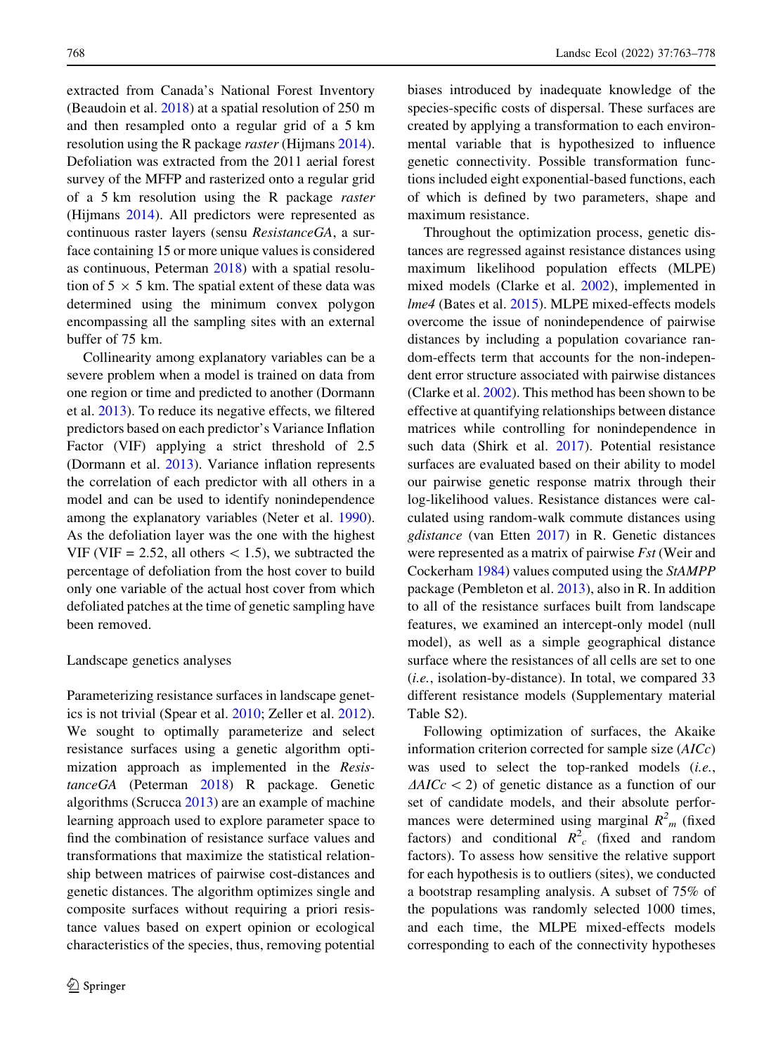extracted from Canada's National Forest Inventory (Beaudoin et al. 2018) at a spatial resolution of 250 m and then resampled onto a regular grid of a 5 km resolution using the R package *raster* (Hijmans 2014). Defoliation was extracted from the 2011 aerial forest survey of the MFFP and rasterized onto a regular grid of a 5 km resolution using the R package *raster* (Hijmans 2014). All predictors were represented as continuous raster layers (sensu *ResistanceGA*, a surface containing 15 or more unique values is considered as continuous, Peterman 2018) with a spatial resolution of 5 × 5 km. The spatial extent of these data was determined using the minimum convex polygon encompassing all the sampling sites with an external buffer of 75 km.

Collinearity among explanatory variables can be a severe problem when a model is trained on data from one region or time and predicted to another (Dormann et al. 2013). To reduce its negative effects, we filtered predictors based on each predictor's Variance Inflation Factor (VIF) applying a strict threshold of 2.5 (Dormann et al. 2013). Variance inflation represents the correlation of each predictor with all others in a model and can be used to identify nonindependence among the explanatory variables (Neter et al. 1990). As the defoliation layer was the one with the highest VIF (VIF = 2.52, all others < 1.5), we subtracted the percentage of defoliation from the host cover to build only one variable of the actual host cover from which defoliated patches at the time of genetic sampling have been removed.

## Landscape genetics analyses

Parameterizing resistance surfaces in landscape genetics is not trivial (Spear et al. 2010; Zeller et al. 2012). We sought to optimally parameterize and select resistance surfaces using a genetic algorithm optimization approach as implemented in the *ResistanceGA* (Peterman 2018) R package. Genetic algorithms (Scrucca 2013) are an example of machine learning approach used to explore parameter space to find the combination of resistance surface values and transformations that maximize the statistical relationship between matrices of pairwise cost-distances and genetic distances. The algorithm optimizes single and composite surfaces without requiring a priori resistance values based on expert opinion or ecological characteristics of the species, thus, removing potential biases introduced by inadequate knowledge of the species-specific costs of dispersal. These surfaces are created by applying a transformation to each environmental variable that is hypothesized to influence genetic connectivity. Possible transformation functions included eight exponential-based functions, each of which is defined by two parameters, shape and maximum resistance.

Throughout the optimization process, genetic distances are regressed against resistance distances using maximum likelihood population effects (MLPE) mixed models (Clarke et al. 2002), implemented in *lme4* (Bates et al. 2015). MLPE mixed-effects models overcome the issue of nonindependence of pairwise distances by including a population covariance random-effects term that accounts for the non-independent error structure associated with pairwise distances (Clarke et al. 2002). This method has been shown to be effective at quantifying relationships between distance matrices while controlling for nonindependence in such data (Shirk et al. 2017). Potential resistance surfaces are evaluated based on their ability to model our pairwise genetic response matrix through their log-likelihood values. Resistance distances were calculated using random-walk commute distances using *gdistance* (van Etten 2017) in R. Genetic distances were represented as a matrix of pairwise *Fst* (Weir and Cockerham 1984) values computed using the *StAMPP* package (Pembleton et al. 2013), also in R. In addition to all of the resistance surfaces built from landscape features, we examined an intercept-only model (null model), as well as a simple geographical distance surface where the resistances of all cells are set to one (*i.e.*, isolation-by-distance). In total, we compared 33 different resistance models (Supplementary material Table S2).

Following optimization of surfaces, the Akaike information criterion corrected for sample size (*AICc*) was used to select the top-ranked models (*i.e.*, $\Delta AICc < 2$) of genetic distance as a function of our set of candidate models, and their absolute performances were determined using marginal $R^2_m$ (fixed factors) and conditional $R^2_c$ (fixed and random factors). To assess how sensitive the relative support for each hypothesis is to outliers (sites), we conducted a bootstrap resampling analysis. A subset of 75% of the populations was randomly selected 1000 times, and each time, the MLPE mixed-effects models corresponding to each of the connectivity hypotheses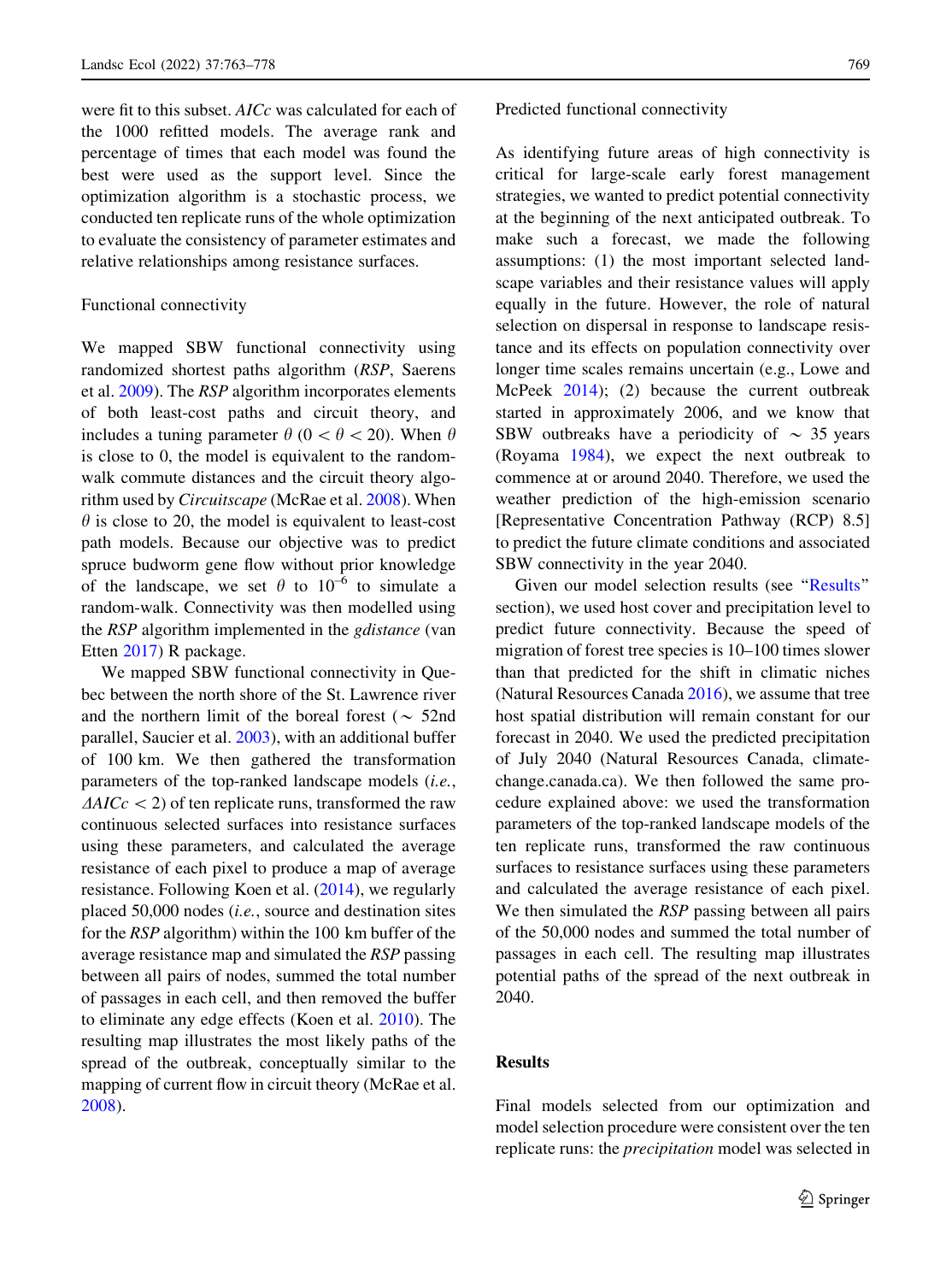were fit to this subset. *AICc* was calculated for each of the 1000 refitted models. The average rank and percentage of times that each model was found the best were used as the support level. Since the optimization algorithm is a stochastic process, we conducted ten replicate runs of the whole optimization to evaluate the consistency of parameter estimates and relative relationships among resistance surfaces.

### Functional connectivity

We mapped SBW functional connectivity using randomized shortest paths algorithm (*RSP*, Saerens et al. 2009). The *RSP* algorithm incorporates elements of both least-cost paths and circuit theory, and includes a tuning parameter $\theta$ ($0 < \theta < 20$). When $\theta$ is close to 0, the model is equivalent to the random-walk commute distances and the circuit theory algorithm used by *Circuitscape* (McRae et al. 2008). When $\theta$ is close to 20, the model is equivalent to least-cost path models. Because our objective was to predict spruce budworm gene flow without prior knowledge of the landscape, we set $\theta$ to $10^{-6}$ to simulate a random-walk. Connectivity was then modelled using the *RSP* algorithm implemented in the *gdistance* (van Etten 2017) R package.

We mapped SBW functional connectivity in Quebec between the north shore of the St. Lawrence river and the northern limit of the boreal forest ($\sim$ 52nd parallel, Saucier et al. 2003), with an additional buffer of 100 km. We then gathered the transformation parameters of the top-ranked landscape models (*i.e.*, $\Delta AICc < 2$) of ten replicate runs, transformed the raw continuous selected surfaces into resistance surfaces using these parameters, and calculated the average resistance of each pixel to produce a map of average resistance. Following Koen et al. (2014), we regularly placed 50,000 nodes (*i.e.*, source and destination sites for the *RSP* algorithm) within the 100 km buffer of the average resistance map and simulated the *RSP* passing between all pairs of nodes, summed the total number of passages in each cell, and then removed the buffer to eliminate any edge effects (Koen et al. 2010). The resulting map illustrates the most likely paths of the spread of the outbreak, conceptually similar to the mapping of current flow in circuit theory (McRae et al. 2008).

### Predicted functional connectivity

As identifying future areas of high connectivity is critical for large-scale early forest management strategies, we wanted to predict potential connectivity at the beginning of the next anticipated outbreak. To make such a forecast, we made the following assumptions: (1) the most important selected landscape variables and their resistance values will apply equally in the future. However, the role of natural selection on dispersal in response to landscape resistance and its effects on population connectivity over longer time scales remains uncertain (e.g., Lowe and McPeek 2014); (2) because the current outbreak started in approximately 2006, and we know that SBW outbreaks have a periodicity of $\sim$ 35 years (Royama 1984), we expect the next outbreak to commence at or around 2040. Therefore, we used the weather prediction of the high-emission scenario [Representative Concentration Pathway (RCP) 8.5] to predict the future climate conditions and associated SBW connectivity in the year 2040.

Given our model selection results (see "Results" section), we used host cover and precipitation level to predict future connectivity. Because the speed of migration of forest tree species is 10–100 times slower than that predicted for the shift in climatic niches (Natural Resources Canada 2016), we assume that tree host spatial distribution will remain constant for our forecast in 2040. We used the predicted precipitation of July 2040 (Natural Resources Canada, climate-change.canada.ca). We then followed the same procedure explained above: we used the transformation parameters of the top-ranked landscape models of the ten replicate runs, transformed the raw continuous surfaces to resistance surfaces using these parameters and calculated the average resistance of each pixel. We then simulated the *RSP* passing between all pairs of the 50,000 nodes and summed the total number of passages in each cell. The resulting map illustrates potential paths of the spread of the next outbreak in 2040.

## Results

Final models selected from our optimization and model selection procedure were consistent over the ten replicate runs: the *precipitation* model was selected in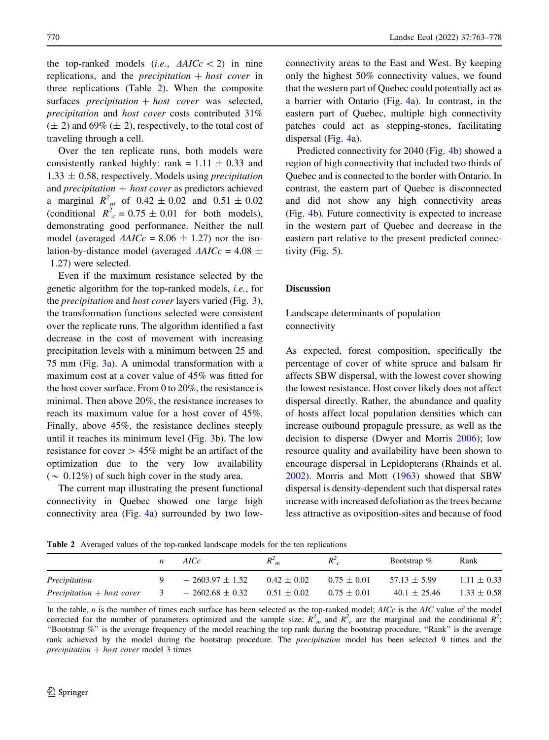the top-ranked models (*i.e.*, $\Delta AICc < 2$) in nine replications, and the *precipitation + host cover* in three replications (Table 2). When the composite surfaces *precipitation + host cover* was selected, *precipitation* and *host cover* costs contributed 31% ($\pm$ 2) and 69% ($\pm$ 2), respectively, to the total cost of traveling through a cell.

Over the ten replicate runs, both models were consistently ranked highly: rank = 1.11 $\pm$ 0.33 and 1.33 $\pm$ 0.58, respectively. Models using *precipitation* and *precipitation + host cover* as predictors achieved a marginal $R^2_m$ of 0.42 $\pm$ 0.02 and 0.51 $\pm$ 0.02 (conditional $R^2_c$ = 0.75 $\pm$ 0.01 for both models), demonstrating good performance. Neither the null model (averaged $\Delta AICc$ = 8.06 $\pm$ 1.27) nor the isolation-by-distance model (averaged $\Delta AICc$ = 4.08 $\pm$ 1.27) were selected.

Even if the maximum resistance selected by the genetic algorithm for the top-ranked models, *i.e.*, for the *precipitation* and *host cover* layers varied (Fig. 3), the transformation functions selected were consistent over the replicate runs. The algorithm identified a fast decrease in the cost of movement with increasing precipitation levels with a minimum between 25 and 75 mm (Fig. 3a). A unimodal transformation with a maximum cost at a cover value of 45% was fitted for the host cover surface. From 0 to 20%, the resistance is minimal. Then above 20%, the resistance increases to reach its maximum value for a host cover of 45%. Finally, above 45%, the resistance declines steeply until it reaches its minimum level (Fig. 3b). The low resistance for cover > 45% might be an artifact of the optimization due to the very low availability ($\sim$ 0.12%) of such high cover in the study area.

The current map illustrating the present functional connectivity in Quebec showed one large high connectivity area (Fig. 4a) surrounded by two low-connectivity areas to the East and West. By keeping only the highest 50% connectivity values, we found that the western part of Quebec could potentially act as a barrier with Ontario (Fig. 4a). In contrast, in the eastern part of Quebec, multiple high connectivity patches could act as stepping-stones, facilitating dispersal (Fig. 4a).

Predicted connectivity for 2040 (Fig. 4b) showed a region of high connectivity that included two thirds of Quebec and is connected to the border with Ontario. In contrast, the eastern part of Quebec is disconnected and did not show any high connectivity areas (Fig. 4b). Future connectivity is expected to increase in the western part of Quebec and decrease in the eastern part relative to the present predicted connectivity (Fig. 5).

## Discussion

### Landscape determinants of population connectivity

As expected, forest composition, specifically the percentage of cover of white spruce and balsam fir affects SBW dispersal, with the lowest cover showing the lowest resistance. Host cover likely does not affect dispersal directly. Rather, the abundance and quality of hosts affect local population densities which can increase outbound propagule pressure, as well as the decision to disperse (Dwyer and Morris 2006); low resource quality and availability have been shown to encourage dispersal in Lepidopterans (Rhainds et al. 2002). Morris and Mott (1963) showed that SBW dispersal is density-dependent such that dispersal rates increase with increased defoliation as the trees became less attractive as oviposition-sites and because of food

**Table 2** Averaged values of the top-ranked landscape models for the ten replications

| | *n* | *AICc* | $R^2_m$ | $R^2_c$ | Bootstrap % | Rank |
|---|---|---|---|---|---|---|
| *Precipitation* | 9 | − 2603.97 ± 1.52 | 0.42 ± 0.02 | 0.75 ± 0.01 | 57.13 ± 5.99 | 1.11 ± 0.33 |
| *Precipitation + host cover* | 3 | − 2602.68 ± 0.32 | 0.51 ± 0.02 | 0.75 ± 0.01 | 40.1 ± 25.46 | 1.33 ± 0.58 |

In the table, *n* is the number of times each surface has been selected as the top-ranked model; *AICc* is the *AIC* value of the model corrected for the number of parameters optimized and the sample size; $R^2_m$ and $R^2_c$ are the marginal and the conditional $R^2$; "Bootstrap %" is the average frequency of the model reaching the top rank during the bootstrap procedure, "Rank" is the average rank achieved by the model during the bootstrap procedure. The *precipitation* model has been selected 9 times and the *precipitation + host cover* model 3 times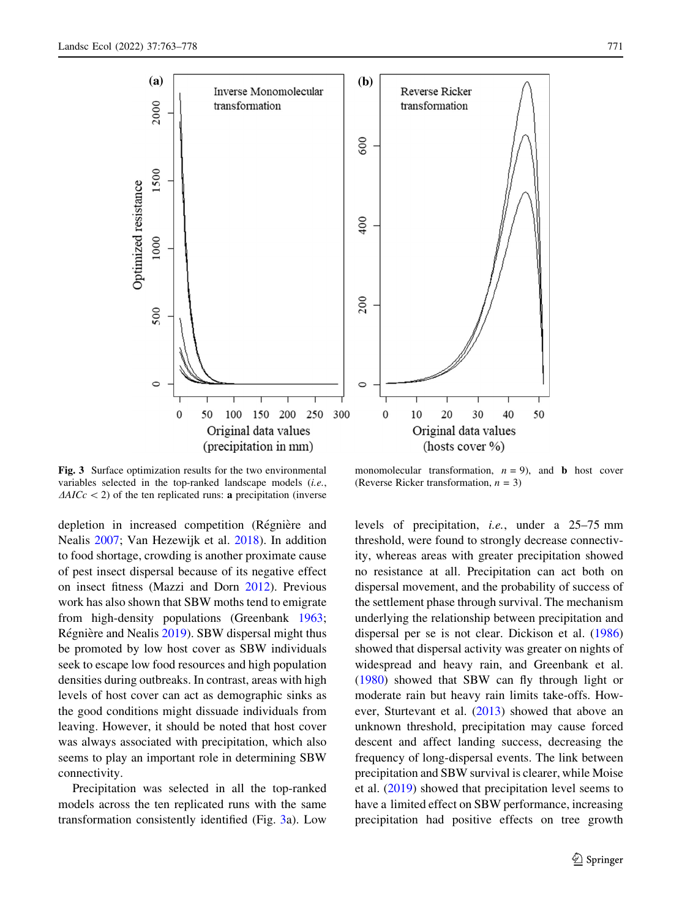**Fig. 3** Surface optimization results for the two environmental variables selected in the top-ranked landscape models (*i.e.*, $\Delta AICc < 2$) of the ten replicated runs: **a** precipitation (inverse monomolecular transformation, $n = 9$), and **b** host cover (Reverse Ricker transformation, $n = 3$)

depletion in increased competition (Régnière and Nealis 2007; Van Hezewijk et al. 2018). In addition to food shortage, crowding is another proximate cause of pest insect dispersal because of its negative effect on insect fitness (Mazzi and Dorn 2012). Previous work has also shown that SBW moths tend to emigrate from high-density populations (Greenbank 1963; Régnière and Nealis 2019). SBW dispersal might thus be promoted by low host cover as SBW individuals seek to escape low food resources and high population densities during outbreaks. In contrast, areas with high levels of host cover can act as demographic sinks as the good conditions might dissuade individuals from leaving. However, it should be noted that host cover was always associated with precipitation, which also seems to play an important role in determining SBW connectivity.

Precipitation was selected in all the top-ranked models across the ten replicated runs with the same transformation consistently identified (Fig. 3a). Low levels of precipitation, *i.e.*, under a 25–75 mm threshold, were found to strongly decrease connectivity, whereas areas with greater precipitation showed no resistance at all. Precipitation can act both on dispersal movement, and the probability of success of the settlement phase through survival. The mechanism underlying the relationship between precipitation and dispersal per se is not clear. Dickison et al. (1986) showed that dispersal activity was greater on nights of widespread and heavy rain, and Greenbank et al. (1980) showed that SBW can fly through light or moderate rain but heavy rain limits take-offs. However, Sturtevant et al. (2013) showed that above an unknown threshold, precipitation may cause forced descent and affect landing success, decreasing the frequency of long-dispersal events. The link between precipitation and SBW survival is clearer, while Moise et al. (2019) showed that precipitation level seems to have a limited effect on SBW performance, increasing precipitation had positive effects on tree growth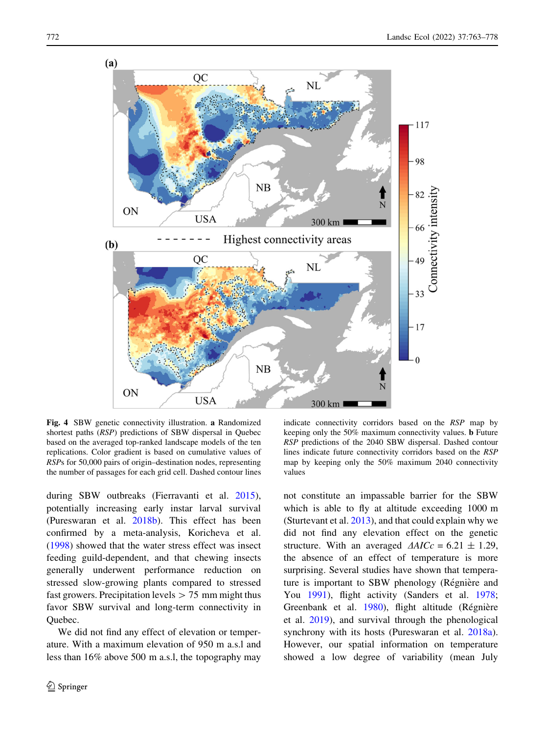**Fig. 4** SBW genetic connectivity illustration. **a** Randomized shortest paths (*RSP*) predictions of SBW dispersal in Quebec based on the averaged top-ranked landscape models of the ten replications. Color gradient is based on cumulative values of *RSP*s for 50,000 pairs of origin–destination nodes, representing the number of passages for each grid cell. Dashed contour lines indicate connectivity corridors based on the *RSP* map by keeping only the 50% maximum connectivity values. **b** Future *RSP* predictions of the 2040 SBW dispersal. Dashed contour lines indicate future connectivity corridors based on the *RSP* map by keeping only the 50% maximum 2040 connectivity values

during SBW outbreaks (Fierravanti et al. 2015), potentially increasing early instar larval survival (Pureswaran et al. 2018b). This effect has been confirmed by a meta-analysis, Koricheva et al. (1998) showed that the water stress effect was insect feeding guild-dependent, and that chewing insects generally underwent performance reduction on stressed slow-growing plants compared to stressed fast growers. Precipitation levels > 75 mm might thus favor SBW survival and long-term connectivity in Quebec.

We did not find any effect of elevation or temperature. With a maximum elevation of 950 m a.s.l and less than 16% above 500 m a.s.l, the topography may not constitute an impassable barrier for the SBW which is able to fly at altitude exceeding 1000 m (Sturtevant et al. 2013), and that could explain why we did not find any elevation effect on the genetic structure. With an averaged $\Delta AICc = 6.21 \pm 1.29$, the absence of an effect of temperature is more surprising. Several studies have shown that temperature is important to SBW phenology (Régnière and You 1991), flight activity (Sanders et al. 1978; Greenbank et al. 1980), flight altitude (Régnière et al. 2019), and survival through the phenological synchrony with its hosts (Pureswaran et al. 2018a). However, our spatial information on temperature showed a low degree of variability (mean July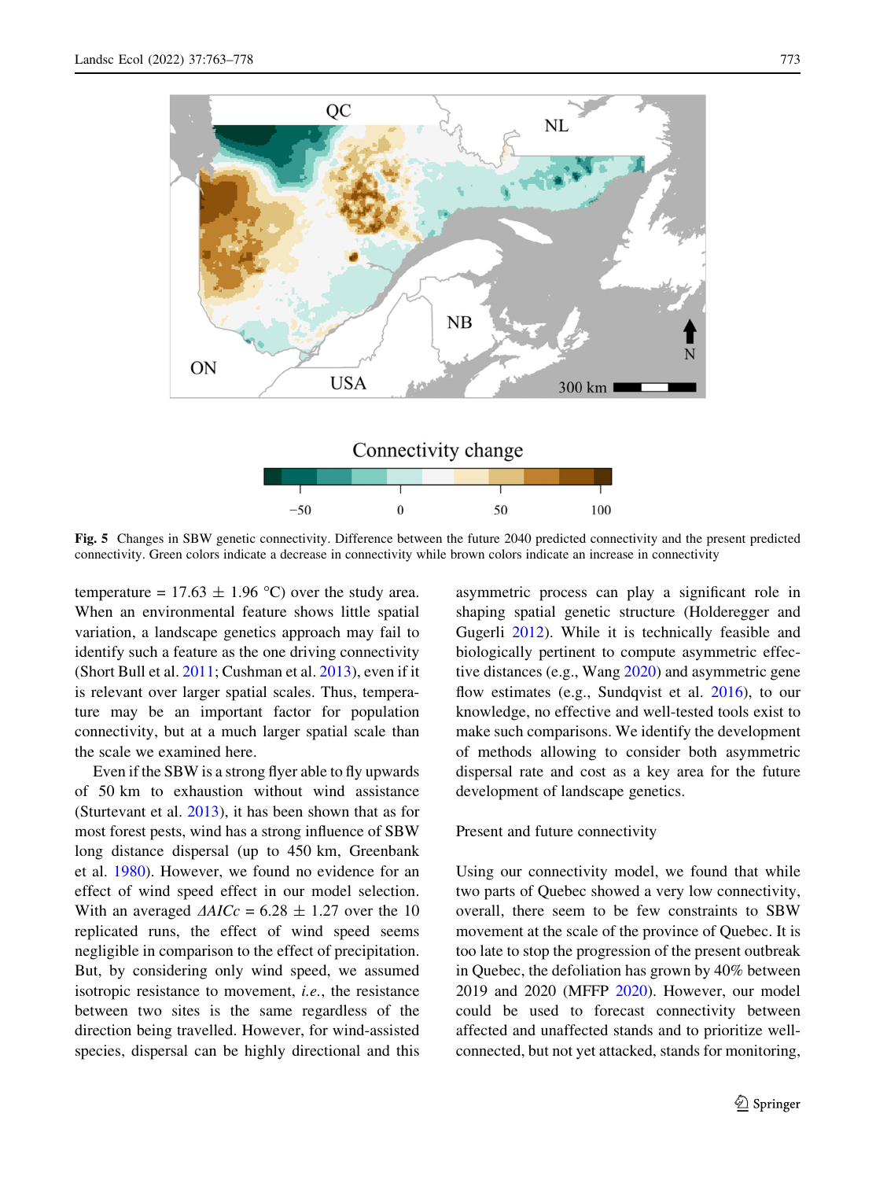Fig. 5 Changes in SBW genetic connectivity. Difference between the future 2040 predicted connectivity and the present predicted connectivity. Green colors indicate a decrease in connectivity while brown colors indicate an increase in connectivity

temperature = 17.63 ± 1.96 °C) over the study area. When an environmental feature shows little spatial variation, a landscape genetics approach may fail to identify such a feature as the one driving connectivity (Short Bull et al. 2011; Cushman et al. 2013), even if it is relevant over larger spatial scales. Thus, temperature may be an important factor for population connectivity, but at a much larger spatial scale than the scale we examined here.

Even if the SBW is a strong flyer able to fly upwards of 50 km to exhaustion without wind assistance (Sturtevant et al. 2013), it has been shown that as for most forest pests, wind has a strong influence of SBW long distance dispersal (up to 450 km, Greenbank et al. 1980). However, we found no evidence for an effect of wind speed effect in our model selection. With an averaged $\Delta AICc$ = 6.28 ± 1.27 over the 10 replicated runs, the effect of wind speed seems negligible in comparison to the effect of precipitation. But, by considering only wind speed, we assumed isotropic resistance to movement, *i.e.*, the resistance between two sites is the same regardless of the direction being travelled. However, for wind-assisted species, dispersal can be highly directional and this asymmetric process can play a significant role in shaping spatial genetic structure (Holderegger and Gugerli 2012). While it is technically feasible and biologically pertinent to compute asymmetric effective distances (e.g., Wang 2020) and asymmetric gene flow estimates (e.g., Sundqvist et al. 2016), to our knowledge, no effective and well-tested tools exist to make such comparisons. We identify the development of methods allowing to consider both asymmetric dispersal rate and cost as a key area for the future development of landscape genetics.

Present and future connectivity

Using our connectivity model, we found that while two parts of Quebec showed a very low connectivity, overall, there seem to be few constraints to SBW movement at the scale of the province of Quebec. It is too late to stop the progression of the present outbreak in Quebec, the defoliation has grown by 40% between 2019 and 2020 (MFFP 2020). However, our model could be used to forecast connectivity between affected and unaffected stands and to prioritize well-connected, but not yet attacked, stands for monitoring,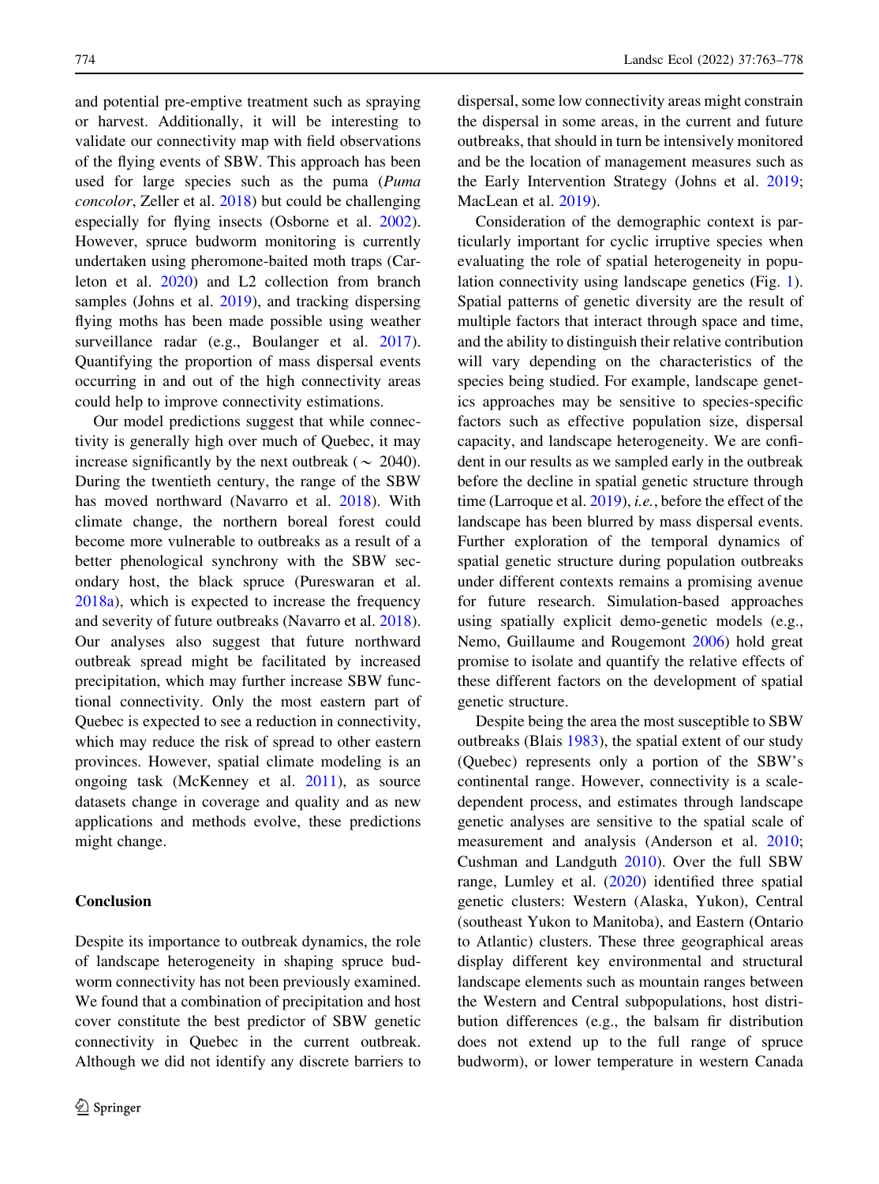and potential pre-emptive treatment such as spraying or harvest. Additionally, it will be interesting to validate our connectivity map with field observations of the flying events of SBW. This approach has been used for large species such as the puma (*Puma concolor*, Zeller et al. 2018) but could be challenging especially for flying insects (Osborne et al. 2002). However, spruce budworm monitoring is currently undertaken using pheromone-baited moth traps (Carleton et al. 2020) and L2 collection from branch samples (Johns et al. 2019), and tracking dispersing flying moths has been made possible using weather surveillance radar (e.g., Boulanger et al. 2017). Quantifying the proportion of mass dispersal events occurring in and out of the high connectivity areas could help to improve connectivity estimations.

Our model predictions suggest that while connectivity is generally high over much of Quebec, it may increase significantly by the next outbreak ($\sim$ 2040). During the twentieth century, the range of the SBW has moved northward (Navarro et al. 2018). With climate change, the northern boreal forest could become more vulnerable to outbreaks as a result of a better phenological synchrony with the SBW secondary host, the black spruce (Pureswaran et al. 2018a), which is expected to increase the frequency and severity of future outbreaks (Navarro et al. 2018). Our analyses also suggest that future northward outbreak spread might be facilitated by increased precipitation, which may further increase SBW functional connectivity. Only the most eastern part of Quebec is expected to see a reduction in connectivity, which may reduce the risk of spread to other eastern provinces. However, spatial climate modeling is an ongoing task (McKenney et al. 2011), as source datasets change in coverage and quality and as new applications and methods evolve, these predictions might change.

## Conclusion

Despite its importance to outbreak dynamics, the role of landscape heterogeneity in shaping spruce budworm connectivity has not been previously examined. We found that a combination of precipitation and host cover constitute the best predictor of SBW genetic connectivity in Quebec in the current outbreak. Although we did not identify any discrete barriers to dispersal, some low connectivity areas might constrain the dispersal in some areas, in the current and future outbreaks, that should in turn be intensively monitored and be the location of management measures such as the Early Intervention Strategy (Johns et al. 2019; MacLean et al. 2019).

Consideration of the demographic context is particularly important for cyclic irruptive species when evaluating the role of spatial heterogeneity in population connectivity using landscape genetics (Fig. 1). Spatial patterns of genetic diversity are the result of multiple factors that interact through space and time, and the ability to distinguish their relative contribution will vary depending on the characteristics of the species being studied. For example, landscape genetics approaches may be sensitive to species-specific factors such as effective population size, dispersal capacity, and landscape heterogeneity. We are confident in our results as we sampled early in the outbreak before the decline in spatial genetic structure through time (Larroque et al. 2019), *i.e.*, before the effect of the landscape has been blurred by mass dispersal events. Further exploration of the temporal dynamics of spatial genetic structure during population outbreaks under different contexts remains a promising avenue for future research. Simulation-based approaches using spatially explicit demo-genetic models (e.g., Nemo, Guillaume and Rougemont 2006) hold great promise to isolate and quantify the relative effects of these different factors on the development of spatial genetic structure.

Despite being the area the most susceptible to SBW outbreaks (Blais 1983), the spatial extent of our study (Quebec) represents only a portion of the SBW's continental range. However, connectivity is a scale-dependent process, and estimates through landscape genetic analyses are sensitive to the spatial scale of measurement and analysis (Anderson et al. 2010; Cushman and Landguth 2010). Over the full SBW range, Lumley et al. (2020) identified three spatial genetic clusters: Western (Alaska, Yukon), Central (southeast Yukon to Manitoba), and Eastern (Ontario to Atlantic) clusters. These three geographical areas display different key environmental and structural landscape elements such as mountain ranges between the Western and Central subpopulations, host distribution differences (e.g., the balsam fir distribution does not extend up to the full range of spruce budworm), or lower temperature in western Canada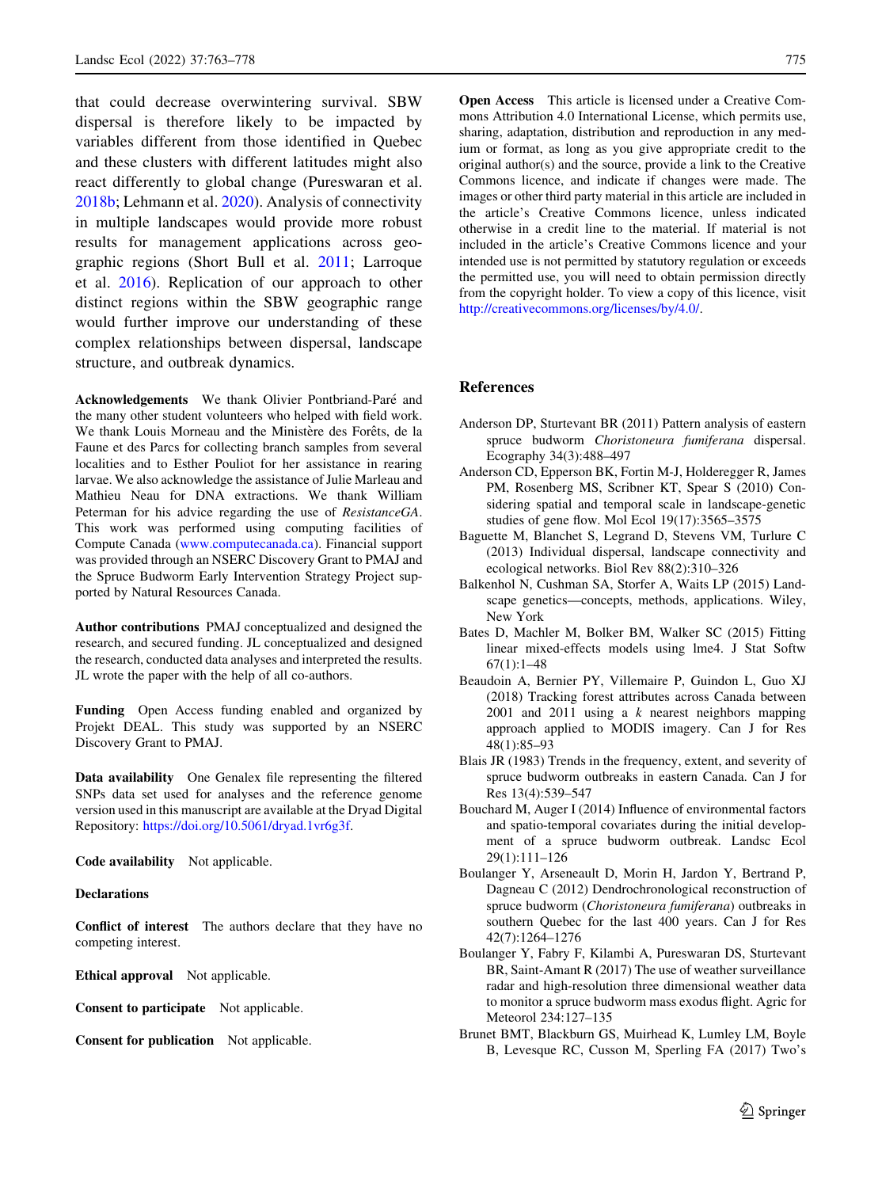that could decrease overwintering survival. SBW dispersal is therefore likely to be impacted by variables different from those identified in Quebec and these clusters with different latitudes might also react differently to global change (Pureswaran et al. 2018b; Lehmann et al. 2020). Analysis of connectivity in multiple landscapes would provide more robust results for management applications across geographic regions (Short Bull et al. 2011; Larroque et al. 2016). Replication of our approach to other distinct regions within the SBW geographic range would further improve our understanding of these complex relationships between dispersal, landscape structure, and outbreak dynamics.

**Acknowledgements** We thank Olivier Pontbriand-Paré and the many other student volunteers who helped with field work. We thank Louis Morneau and the Ministère des Forêts, de la Faune et des Parcs for collecting branch samples from several localities and to Esther Pouliot for her assistance in rearing larvae. We also acknowledge the assistance of Julie Marleau and Mathieu Neau for DNA extractions. We thank William Peterman for his advice regarding the use of *ResistanceGA*. This work was performed using computing facilities of Compute Canada (www.computecanada.ca). Financial support was provided through an NSERC Discovery Grant to PMAJ and the Spruce Budworm Early Intervention Strategy Project supported by Natural Resources Canada.

**Author contributions** PMAJ conceptualized and designed the research, and secured funding. JL conceptualized and designed the research, conducted data analyses and interpreted the results. JL wrote the paper with the help of all co-authors.

**Funding** Open Access funding enabled and organized by Projekt DEAL. This study was supported by an NSERC Discovery Grant to PMAJ.

**Data availability** One Genalex file representing the filtered SNPs data set used for analyses and the reference genome version used in this manuscript are available at the Dryad Digital Repository: https://doi.org/10.5061/dryad.1vr6g3f.

**Code availability** Not applicable.

**Declarations**

**Conflict of interest** The authors declare that they have no competing interest.

**Ethical approval** Not applicable.

**Consent to participate** Not applicable.

**Consent for publication** Not applicable.

**Open Access** This article is licensed under a Creative Commons Attribution 4.0 International License, which permits use, sharing, adaptation, distribution and reproduction in any medium or format, as long as you give appropriate credit to the original author(s) and the source, provide a link to the Creative Commons licence, and indicate if changes were made. The images or other third party material in this article are included in the article's Creative Commons licence, unless indicated otherwise in a credit line to the material. If material is not included in the article's Creative Commons licence and your intended use is not permitted by statutory regulation or exceeds the permitted use, you will need to obtain permission directly from the copyright holder. To view a copy of this licence, visit http://creativecommons.org/licenses/by/4.0/.

## References

Anderson DP, Sturtevant BR (2011) Pattern analysis of eastern spruce budworm *Choristoneura fumiferana* dispersal. Ecography 34(3):488–497

Anderson CD, Epperson BK, Fortin M-J, Holderegger R, James PM, Rosenberg MS, Scribner KT, Spear S (2010) Considering spatial and temporal scale in landscape-genetic studies of gene flow. Mol Ecol 19(17):3565–3575

Baguette M, Blanchet S, Legrand D, Stevens VM, Turlure C (2013) Individual dispersal, landscape connectivity and ecological networks. Biol Rev 88(2):310–326

Balkenhol N, Cushman SA, Storfer A, Waits LP (2015) Landscape genetics—concepts, methods, applications. Wiley, New York

Bates D, Machler M, Bolker BM, Walker SC (2015) Fitting linear mixed-effects models using lme4. J Stat Softw 67(1):1–48

Beaudoin A, Bernier PY, Villemaire P, Guindon L, Guo XJ (2018) Tracking forest attributes across Canada between 2001 and 2011 using a *k* nearest neighbors mapping approach applied to MODIS imagery. Can J for Res 48(1):85–93

Blais JR (1983) Trends in the frequency, extent, and severity of spruce budworm outbreaks in eastern Canada. Can J for Res 13(4):539–547

Bouchard M, Auger I (2014) Influence of environmental factors and spatio-temporal covariates during the initial development of a spruce budworm outbreak. Landsc Ecol 29(1):111–126

Boulanger Y, Arseneault D, Morin H, Jardon Y, Bertrand P, Dagneau C (2012) Dendrochronological reconstruction of spruce budworm (*Choristoneura fumiferana*) outbreaks in southern Quebec for the last 400 years. Can J for Res 42(7):1264–1276

Boulanger Y, Fabry F, Kilambi A, Pureswaran DS, Sturtevant BR, Saint-Amant R (2017) The use of weather surveillance radar and high-resolution three dimensional weather data to monitor a spruce budworm mass exodus flight. Agric for Meteorol 234:127–135

Brunet BMT, Blackburn GS, Muirhead K, Lumley LM, Boyle B, Levesque RC, Cusson M, Sperling FA (2017) Two's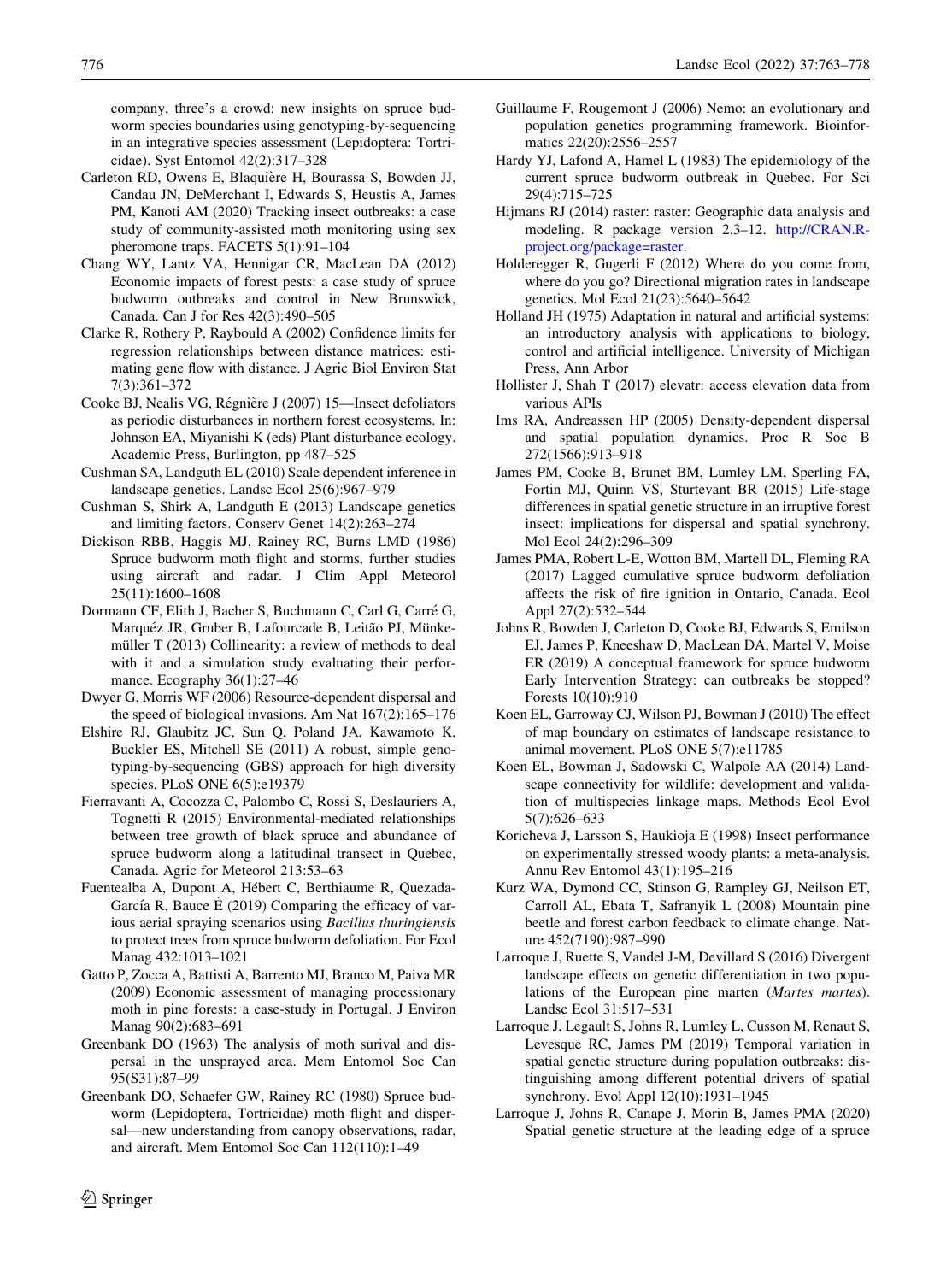company, three's a crowd: new insights on spruce budworm species boundaries using genotyping-by-sequencing in an integrative species assessment (Lepidoptera: Tortricidae). Syst Entomol 42(2):317–328

Carleton RD, Owens E, Blaquière H, Bourassa S, Bowden JJ, Candau JN, DeMerchant I, Edwards S, Heustis A, James PM, Kanoti AM (2020) Tracking insect outbreaks: a case study of community-assisted moth monitoring using sex pheromone traps. FACETS 5(1):91–104

Chang WY, Lantz VA, Hennigar CR, MacLean DA (2012) Economic impacts of forest pests: a case study of spruce budworm outbreaks and control in New Brunswick, Canada. Can J for Res 42(3):490–505

Clarke RT, Rothery P, Raybould A (2002) Confidence limits for regression relationships between distance matrices: estimating gene flow with distance. J Agric Biol Environ Stat 7(3):361–372

Cooke BJ, Nealis VG, Régnière J (2007) 15—Insect defoliators as periodic disturbances in northern forest ecosystems. In: Johnson EA, Miyanishi K (eds) Plant disturbance ecology. Academic Press, Burlington, pp 487–525

Cushman SA, Landguth EL (2010) Scale dependent inference in landscape genetics. Landsc Ecol 25(6):967–979

Cushman S, Shirk A, Landguth E (2013) Landscape genetics and limiting factors. Conserv Genet 14(2):263–274

Dickison RBB, Haggis MJ, Rainey RC, Burns LMD (1986) Spruce budworm moth flight and storms, further studies using aircraft and radar. J Clim Appl Meteorol 25(11):1600–1608

Dormann CF, Elith J, Bacher S, Buchmann C, Carl G, Carré G, Marquéz JR, Gruber B, Lafourcade B, Leitão PJ, Münkemüller T (2013) Collinearity: a review of methods to deal with it and a simulation study evaluating their performance. Ecography 36(1):27–46

Dwyer G, Morris WF (2006) Resource-dependent dispersal and the speed of biological invasions. Am Nat 167(2):165–176

Elshire RJ, Glaubitz JC, Sun Q, Poland JA, Kawamoto K, Buckler ES, Mitchell SE (2011) A robust, simple genotyping-by-sequencing (GBS) approach for high diversity species. PLoS ONE 6(5):e19379

Fierravanti A, Cocozza C, Palombo C, Rossi S, Deslauriers A, Tognetti R (2015) Environmental-mediated relationships between tree growth of black spruce and abundance of spruce budworm along a latitudinal transect in Quebec, Canada. Agric for Meteorol 213:53–63

Fuentealba A, Dupont A, Hébert C, Berthiaume R, Quezada-García R, Bauce É (2019) Comparing the efficacy of various aerial spraying scenarios using *Bacillus thuringiensis* to protect trees from spruce budworm defoliation. For Ecol Manag 432:1013–1021

Gatto P, Zocca A, Battisti A, Barrento MJ, Branco M, Paiva MR (2009) Economic assessment of managing processionary moth in pine forests: a case-study in Portugal. J Environ Manag 90(2):683–691

Greenbank DO (1963) The analysis of moth surival and dispersal in the unsprayed area. Mem Entomol Soc Can 95(S31):87–99

Greenbank DO, Schaefer GW, Rainey RC (1980) Spruce budworm (Lepidoptera, Tortricidae) moth flight and dispersal—new understanding from canopy observations, radar, and aircraft. Mem Entomol Soc Can 112(110):1–49

Guillaume F, Rougemont J (2006) Nemo: an evolutionary and population genetics programming framework. Bioinformatics 22(20):2556–2557

Hardy YJ, Lafond A, Hamel L (1983) The epidemiology of the current spruce budworm outbreak in Quebec. For Sci 29(4):715–725

Hijmans RJ (2014) raster: raster: Geographic data analysis and modeling. R package version 2.3–12. http://CRAN.R-project.org/package=raster.

Holderegger R, Gugerli F (2012) Where do you come from, where do you go? Directional migration rates in landscape genetics. Mol Ecol 21(23):5640–5642

Holland JH (1975) Adaptation in natural and artificial systems: an introductory analysis with applications to biology, control and artificial intelligence. University of Michigan Press, Ann Arbor

Hollister J, Shah T (2017) elevatr: access elevation data from various APIs

Ims RA, Andreassen HP (2005) Density-dependent dispersal and spatial population dynamics. Proc R Soc B 272(1566):913–918

James PM, Cooke B, Brunet BM, Lumley LM, Sperling FA, Fortin MJ, Quinn VS, Sturtevant BR (2015) Life-stage differences in spatial genetic structure in an irruptive forest insect: implications for dispersal and spatial synchrony. Mol Ecol 24(2):296–309

James PMA, Robert L-E, Wotton BM, Martell DL, Fleming RA (2017) Lagged cumulative spruce budworm defoliation affects the risk of fire ignition in Ontario, Canada. Ecol Appl 27(2):532–544

Johns R, Bowden J, Carleton D, Cooke BJ, Edwards S, Emilson EJ, James P, Kneeshaw D, MacLean DA, Martel V, Moise ER (2019) A conceptual framework for spruce budworm Early Intervention Strategy: can outbreaks be stopped? Forests 10(10):910

Koen EL, Garroway CJ, Wilson PJ, Bowman J (2010) The effect of map boundary on estimates of landscape resistance to animal movement. PLoS ONE 5(7):e11785

Koen EL, Bowman J, Sadowski C, Walpole AA (2014) Landscape connectivity for wildlife: development and validation of multispecies linkage maps. Methods Ecol Evol 5(7):626–633

Koricheva J, Larsson S, Haukioja E (1998) Insect performance on experimentally stressed woody plants: a meta-analysis. Annu Rev Entomol 43(1):195–216

Kurz WA, Dymond CC, Stinson G, Rampley GJ, Neilson ET, Carroll AL, Ebata T, Safranyik L (2008) Mountain pine beetle and forest carbon feedback to climate change. Nature 452(7190):987–990

Larroque J, Ruette S, Vandel J-M, Devillard S (2016) Divergent landscape effects on genetic differentiation in two populations of the European pine marten (*Martes martes*). Landsc Ecol 31:517–531

Larroque J, Legault S, Johns R, Lumley L, Cusson M, Renaut S, Levesque RC, James PM (2019) Temporal variation in spatial genetic structure during population outbreaks: distinguishing among different potential drivers of spatial synchrony. Evol Appl 12(10):1931–1945

Larroque J, Johns R, Canape J, Morin B, James PMA (2020) Spatial genetic structure at the leading edge of a spruce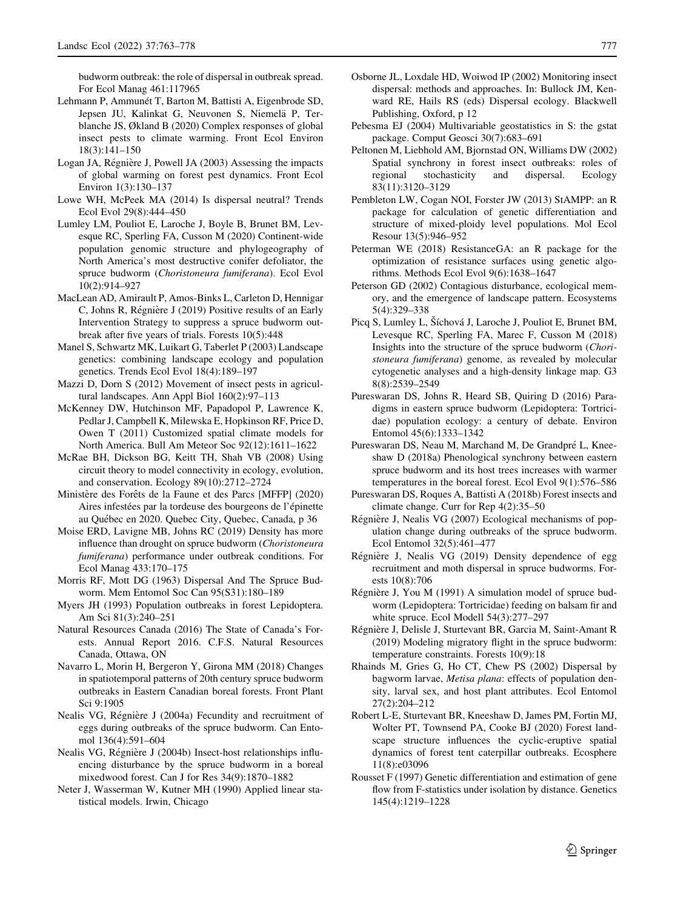budworm outbreak: the role of dispersal in outbreak spread. For Ecol Manag 461:117965

Lehmann P, Ammunét T, Barton M, Battisti A, Eigenbrode SD, Jepsen JU, Kalinkat G, Neuvonen S, Niemelä P, Terblanche JS, Økland B (2020) Complex responses of global insect pests to climate warming. Front Ecol Environ 18(3):141–150

Logan JA, Régnière J, Powell JA (2003) Assessing the impacts of global warming on forest pest dynamics. Front Ecol Environ 1(3):130–137

Lowe WH, McPeek MA (2014) Is dispersal neutral? Trends Ecol Evol 29(8):444–450

Lumley LM, Pouliot E, Laroche J, Boyle B, Brunet BM, Levesque RC, Sperling FA, Cusson M (2020) Continent-wide population genomic structure and phylogeography of North America's most destructive conifer defoliator, the spruce budworm (*Choristoneura fumiferana*). Ecol Evol 10(2):914–927

MacLean AD, Amirault P, Amos-Binks L, Carleton D, Hennigar C, Johns R, Régnière J (2019) Positive results of an Early Intervention Strategy to suppress a spruce budworm outbreak after five years of trials. Forests 10(5):448

Manel S, Schwartz MK, Luikart G, Taberlet P (2003) Landscape genetics: combining landscape ecology and population genetics. Trends Ecol Evol 18(4):189–197

Mazzi D, Dorn S (2012) Movement of insect pests in agricultural landscapes. Ann Appl Biol 160(2):97–113

McKenney DW, Hutchinson MF, Papadopol P, Lawrence K, Pedlar J, Campbell K, Milewska E, Hopkinson RF, Price D, Owen T (2011) Customized spatial climate models for North America. Bull Am Meteor Soc 92(12):1611–1622

McRae BH, Dickson BG, Keitt TH, Shah VB (2008) Using circuit theory to model connectivity in ecology, evolution, and conservation. Ecology 89(10):2712–2724

Ministère des Forêts de la Faune et des Parcs [MFFP] (2020) Aires infestées par la tordeuse des bourgeons de l'épinette au Québec en 2020. Quebec City, Quebec, Canada, p 36

Moise ERD, Lavigne MB, Johns RC (2019) Density has more influence than drought on spruce budworm (*Choristoneura fumiferana*) performance under outbreak conditions. For Ecol Manag 433:170–175

Morris RF, Mott DG (1963) Dispersal And The Spruce Budworm. Mem Entomol Soc Can 95(S31):180–189

Myers JH (1993) Population outbreaks in forest Lepidoptera. Am Sci 81(3):240–251

Natural Resources Canada (2016) The State of Canada's Forests. Annual Report 2016. C.F.S. Natural Resources Canada, Ottawa, ON

Navarro L, Morin H, Bergeron Y, Girona MM (2018) Changes in spatiotemporal patterns of 20th century spruce budworm outbreaks in Eastern Canadian boreal forests. Front Plant Sci 9:1905

Nealis VG, Régnière J (2004a) Fecundity and recruitment of eggs during outbreaks of the spruce budworm. Can Entomol 136(4):591–604

Nealis VG, Régnière J (2004b) Insect-host relationships influencing disturbance by the spruce budworm in a boreal mixedwood forest. Can J for Res 34(9):1870–1882

Neter J, Wasserman W, Kutner MH (1990) Applied linear statistical models. Irwin, Chicago

Osborne JL, Loxdale HD, Woiwod IP (2002) Monitoring insect dispersal: methods and approaches. In: Bullock JM, Kenward RE, Hails RS (eds) Dispersal ecology. Blackwell Publishing, Oxford, p 12

Pebesma EJ (2004) Multivariable geostatistics in S: the gstat package. Comput Geosci 30(7):683–691

Peltonen M, Liebhold AM, Bjornstad ON, Williams DW (2002) Spatial synchrony in forest insect outbreaks: roles of regional stochasticity and dispersal. Ecology 83(11):3120–3129

Pembleton LW, Cogan NOI, Forster JW (2013) StAMPP: an R package for calculation of genetic differentiation and structure of mixed-ploidy level populations. Mol Ecol Resour 13(5):946–952

Peterman WE (2018) ResistanceGA: an R package for the optimization of resistance surfaces using genetic algorithms. Methods Ecol Evol 9(6):1638–1647

Peterson GD (2002) Contagious disturbance, ecological memory, and the emergence of landscape pattern. Ecosystems 5(4):329–338

Picq S, Lumley L, Šíchová J, Laroche J, Pouliot E, Brunet BM, Levesque RC, Sperling FA, Marec F, Cusson M (2018) Insights into the structure of the spruce budworm (*Choristoneura fumiferana*) genome, as revealed by molecular cytogenetic analyses and a high-density linkage map. G3 8(8):2539–2549

Pureswaran DS, Johns R, Heard SB, Quiring D (2016) Paradigms in eastern spruce budworm (Lepidoptera: Tortricidae) population ecology: a century of debate. Environ Entomol 45(6):1333–1342

Pureswaran DS, Neau M, Marchand M, De Grandpré L, Kneeshaw D (2018a) Phenological synchrony between eastern spruce budworm and its host trees increases with warmer temperatures in the boreal forest. Ecol Evol 9(1):576–586

Pureswaran DS, Roques A, Battisti A (2018b) Forest insects and climate change. Curr for Rep 4(2):35–50

Régnière J, Nealis VG (2007) Ecological mechanisms of population change during outbreaks of the spruce budworm. Ecol Entomol 32(5):461–477

Régnière J, Nealis VG (2019) Density dependence of egg recruitment and moth dispersal in spruce budworms. Forests 10(8):706

Régnière J, You M (1991) A simulation model of spruce budworm (Lepidoptera: Tortricidae) feeding on balsam fir and white spruce. Ecol Modell 54(3):277–297

Régnière J, Delisle J, Sturtevant BR, Garcia M, Saint-Amant R (2019) Modeling migratory flight in the spruce budworm: temperature constraints. Forests 10(9):18

Rhainds M, Gries G, Ho CT, Chew PS (2002) Dispersal by bagworm larvae, *Metisa plana*: effects of population density, larval sex, and host plant attributes. Ecol Entomol 27(2):204–212

Robert L-E, Sturtevant BR, Kneeshaw D, James PM, Fortin MJ, Wolter PT, Townsend PA, Cooke BJ (2020) Forest landscape structure influences the cyclic-eruptive spatial dynamics of forest tent caterpillar outbreaks. Ecosphere 11(8):e03096

Rousset F (1997) Genetic differentiation and estimation of gene flow from F-statistics under isolation by distance. Genetics 145(4):1219–1228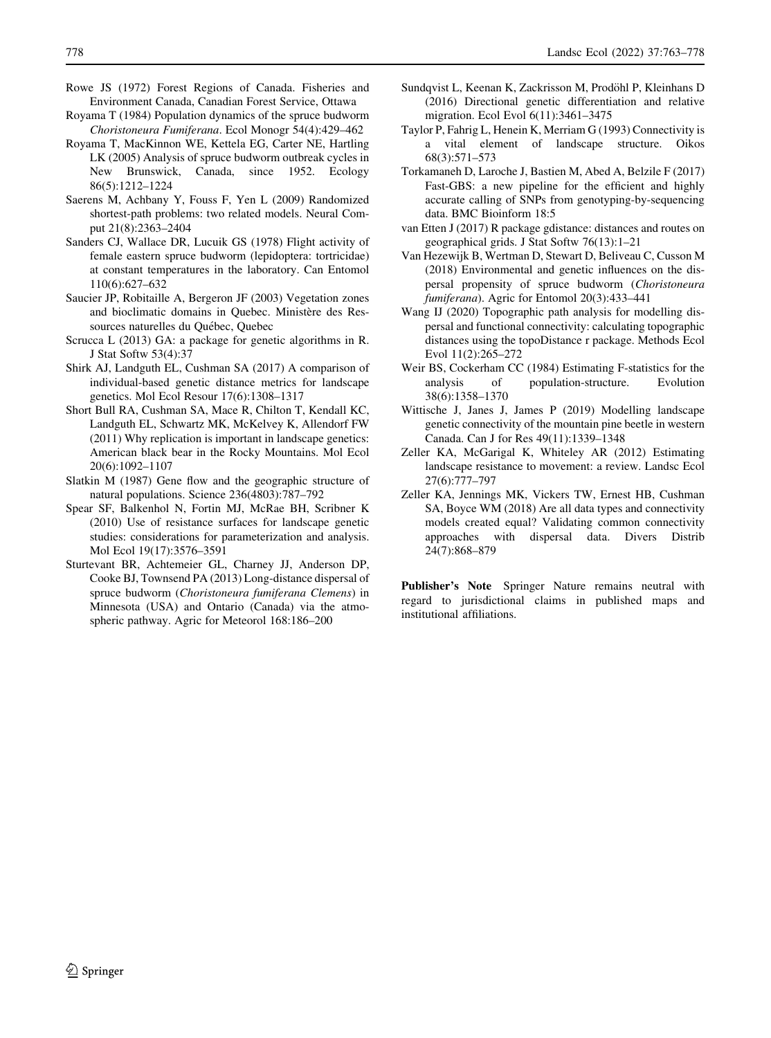Rowe JS (1972) Forest Regions of Canada. Fisheries and Environment Canada, Canadian Forest Service, Ottawa

Royama T (1984) Population dynamics of the spruce budworm *Choristoneura Fumiferana*. Ecol Monogr 54(4):429–462

Royama T, MacKinnon WE, Kettela EG, Carter NE, Hartling LK (2005) Analysis of spruce budworm outbreak cycles in New Brunswick, Canada, since 1952. Ecology 86(5):1212–1224

Saerens M, Achbany Y, Fouss F, Yen L (2009) Randomized shortest-path problems: two related models. Neural Comput 21(8):2363–2404

Sanders CJ, Wallace DR, Lucuik GS (1978) Flight activity of female eastern spruce budworm (lepidoptera: tortricidae) at constant temperatures in the laboratory. Can Entomol 110(6):627–632

Saucier JP, Robitaille A, Bergeron JF (2003) Vegetation zones and bioclimatic domains in Quebec. Ministère des Ressources naturelles du Québec, Quebec

Scrucca L (2013) GA: a package for genetic algorithms in R. J Stat Softw 53(4):37

Shirk AJ, Landguth EL, Cushman SA (2017) A comparison of individual-based genetic distance metrics for landscape genetics. Mol Ecol Resour 17(6):1308–1317

Short Bull RA, Cushman SA, Mace R, Chilton T, Kendall KC, Landguth EL, Schwartz MK, McKelvey K, Allendorf FW (2011) Why replication is important in landscape genetics: American black bear in the Rocky Mountains. Mol Ecol 20(6):1092–1107

Slatkin M (1987) Gene flow and the geographic structure of natural populations. Science 236(4803):787–792

Spear SF, Balkenhol N, Fortin MJ, McRae BH, Scribner K (2010) Use of resistance surfaces for landscape genetic studies: considerations for parameterization and analysis. Mol Ecol 19(17):3576–3591

Sturtevant BR, Achtemeier GL, Charney JJ, Anderson DP, Cooke BJ, Townsend PA (2013) Long-distance dispersal of spruce budworm (*Choristoneura fumiferana Clemens*) in Minnesota (USA) and Ontario (Canada) via the atmospheric pathway. Agric for Meteorol 168:186–200

Sundqvist L, Keenan K, Zackrisson M, Prodöhl P, Kleinhans D (2016) Directional genetic differentiation and relative migration. Ecol Evol 6(11):3461–3475

Taylor P, Fahrig L, Henein K, Merriam G (1993) Connectivity is a vital element of landscape structure. Oikos 68(3):571–573

Torkamaneh D, Laroche J, Bastien M, Abed A, Belzile F (2017) Fast-GBS: a new pipeline for the efficient and highly accurate calling of SNPs from genotyping-by-sequencing data. BMC Bioinform 18:5

van Etten J (2017) R package gdistance: distances and routes on geographical grids. J Stat Softw 76(13):1–21

Van Hezewijk B, Wertman D, Stewart D, Beliveau C, Cusson M (2018) Environmental and genetic influences on the dispersal propensity of spruce budworm (*Choristoneura fumiferana*). Agric for Entomol 20(3):433–441

Wang IJ (2020) Topographic path analysis for modelling dispersal and functional connectivity: calculating topographic distances using the topoDistance r package. Methods Ecol Evol 11(2):265–272

Weir BS, Cockerham CC (1984) Estimating F-statistics for the analysis of population-structure. Evolution 38(6):1358–1370

Wittische J, Janes J, James P (2019) Modelling landscape genetic connectivity of the mountain pine beetle in western Canada. Can J for Res 49(11):1339–1348

Zeller KA, McGarigal K, Whiteley AR (2012) Estimating landscape resistance to movement: a review. Landsc Ecol 27(6):777–797

Zeller KA, Jennings MK, Vickers TW, Ernest HB, Cushman SA, Boyce WM (2018) Are all data types and connectivity models created equal? Validating common connectivity approaches with dispersal data. Divers Distrib 24(7):868–879

**Publisher's Note** Springer Nature remains neutral with regard to jurisdictional claims in published maps and institutional affiliations.